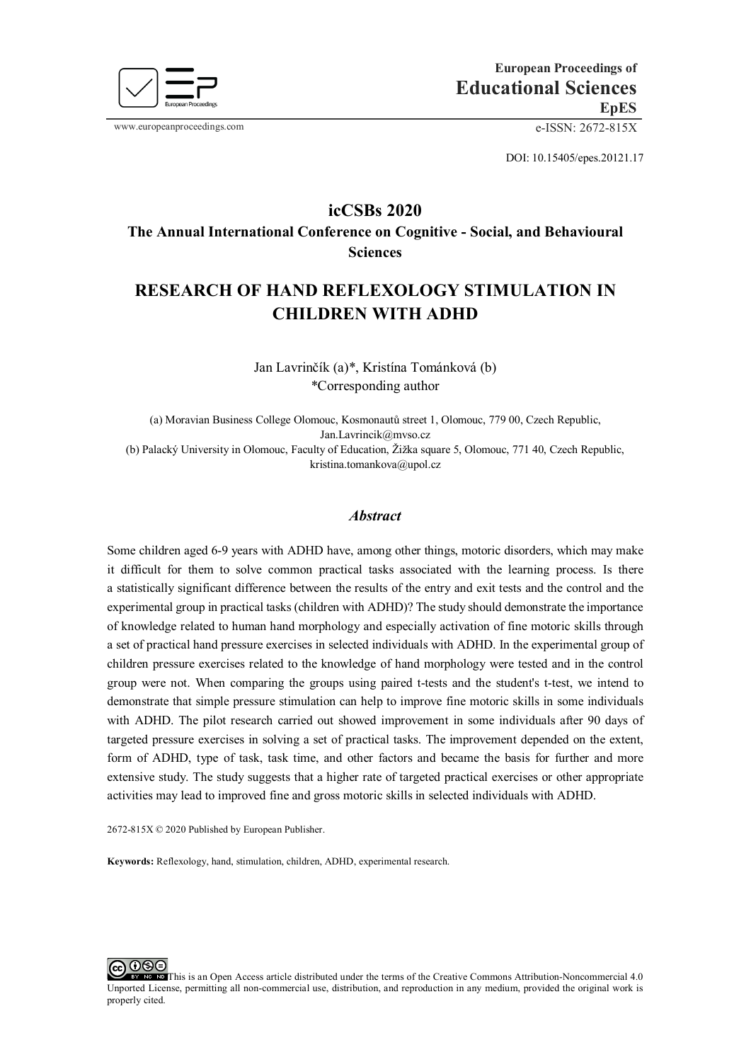European Proceedings of
**Educational Sciences**
**EpES**

www.europeanproceedings.com

e-ISSN: 2672-815X

DOI: 10.15405/epes.20121.17

## icCSBs 2020

### The Annual International Conference on Cognitive - Social, and Behavioural Sciences

# RESEARCH OF HAND REFLEXOLOGY STIMULATION IN CHILDREN WITH ADHD

Jan Lavrinčík (a)*, Kristína Tománková (b)
*Corresponding author

(a) Moravian Business College Olomouc, Kosmonautů street 1, Olomouc, 779 00, Czech Republic, Jan.Lavrincik@mvso.cz
(b) Palacký University in Olomouc, Faculty of Education, Žižka square 5, Olomouc, 771 40, Czech Republic, kristina.tomankova@upol.cz

## *Abstract*

Some children aged 6-9 years with ADHD have, among other things, motoric disorders, which may make it difficult for them to solve common practical tasks associated with the learning process. Is there a statistically significant difference between the results of the entry and exit tests and the control and the experimental group in practical tasks (children with ADHD)? The study should demonstrate the importance of knowledge related to human hand morphology and especially activation of fine motoric skills through a set of practical hand pressure exercises in selected individuals with ADHD. In the experimental group of children pressure exercises related to the knowledge of hand morphology were tested and in the control group were not. When comparing the groups using paired t-tests and the student's t-test, we intend to demonstrate that simple pressure stimulation can help to improve fine motoric skills in some individuals with ADHD. The pilot research carried out showed improvement in some individuals after 90 days of targeted pressure exercises in solving a set of practical tasks. The improvement depended on the extent, form of ADHD, type of task, task time, and other factors and became the basis for further and more extensive study. The study suggests that a higher rate of targeted practical exercises or other appropriate activities may lead to improved fine and gross motoric skills in selected individuals with ADHD.

2672-815X © 2020 Published by European Publisher.

**Keywords:** Reflexology, hand, stimulation, children, ADHD, experimental research.

This is an Open Access article distributed under the terms of the Creative Commons Attribution-Noncommercial 4.0 Unported License, permitting all non-commercial use, distribution, and reproduction in any medium, provided the original work is properly cited.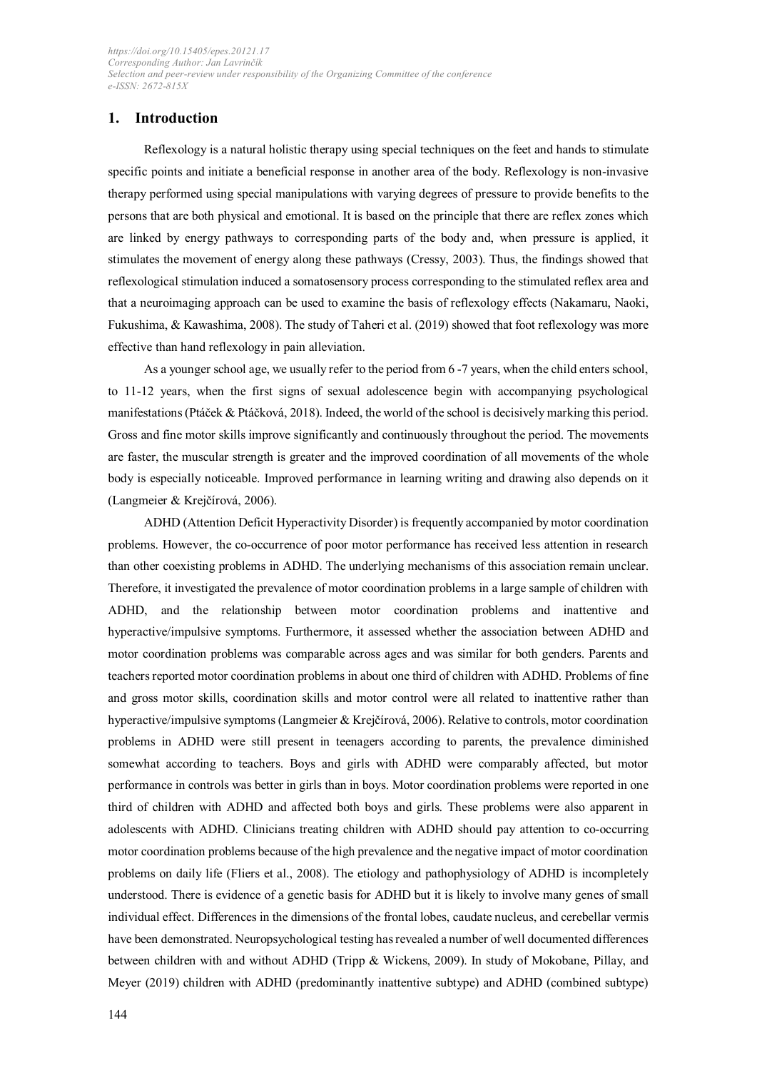## 1. Introduction

Reflexology is a natural holistic therapy using special techniques on the feet and hands to stimulate specific points and initiate a beneficial response in another area of the body. Reflexology is non-invasive therapy performed using special manipulations with varying degrees of pressure to provide benefits to the persons that are both physical and emotional. It is based on the principle that there are reflex zones which are linked by energy pathways to corresponding parts of the body and, when pressure is applied, it stimulates the movement of energy along these pathways (Cressy, 2003). Thus, the findings showed that reflexological stimulation induced a somatosensory process corresponding to the stimulated reflex area and that a neuroimaging approach can be used to examine the basis of reflexology effects (Nakamaru, Naoki, Fukushima, & Kawashima, 2008). The study of Taheri et al. (2019) showed that foot reflexology was more effective than hand reflexology in pain alleviation.

As a younger school age, we usually refer to the period from 6 -7 years, when the child enters school, to 11-12 years, when the first signs of sexual adolescence begin with accompanying psychological manifestations (Ptáček & Ptáčková, 2018). Indeed, the world of the school is decisively marking this period. Gross and fine motor skills improve significantly and continuously throughout the period. The movements are faster, the muscular strength is greater and the improved coordination of all movements of the whole body is especially noticeable. Improved performance in learning writing and drawing also depends on it (Langmeier & Krejčírová, 2006).

ADHD (Attention Deficit Hyperactivity Disorder) is frequently accompanied by motor coordination problems. However, the co-occurrence of poor motor performance has received less attention in research than other coexisting problems in ADHD. The underlying mechanisms of this association remain unclear. Therefore, it investigated the prevalence of motor coordination problems in a large sample of children with ADHD, and the relationship between motor coordination problems and inattentive and hyperactive/impulsive symptoms. Furthermore, it assessed whether the association between ADHD and motor coordination problems was comparable across ages and was similar for both genders. Parents and teachers reported motor coordination problems in about one third of children with ADHD. Problems of fine and gross motor skills, coordination skills and motor control were all related to inattentive rather than hyperactive/impulsive symptoms (Langmeier & Krejčírová, 2006). Relative to controls, motor coordination problems in ADHD were still present in teenagers according to parents, the prevalence diminished somewhat according to teachers. Boys and girls with ADHD were comparably affected, but motor performance in controls was better in girls than in boys. Motor coordination problems were reported in one third of children with ADHD and affected both boys and girls. These problems were also apparent in adolescents with ADHD. Clinicians treating children with ADHD should pay attention to co-occurring motor coordination problems because of the high prevalence and the negative impact of motor coordination problems on daily life (Fliers et al., 2008). The etiology and pathophysiology of ADHD is incompletely understood. There is evidence of a genetic basis for ADHD but it is likely to involve many genes of small individual effect. Differences in the dimensions of the frontal lobes, caudate nucleus, and cerebellar vermis have been demonstrated. Neuropsychological testing has revealed a number of well documented differences between children with and without ADHD (Tripp & Wickens, 2009). In study of Mokobane, Pillay, and Meyer (2019) children with ADHD (predominantly inattentive subtype) and ADHD (combined subtype)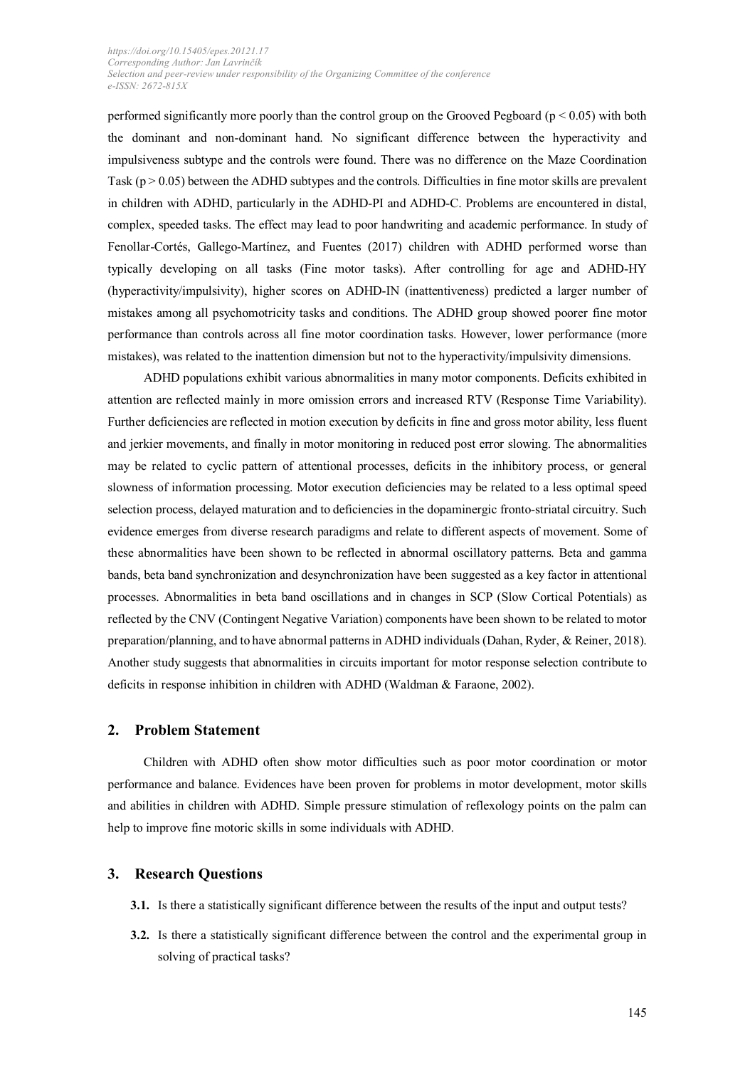performed significantly more poorly than the control group on the Grooved Pegboard ($p < 0.05$) with both the dominant and non-dominant hand. No significant difference between the hyperactivity and impulsiveness subtype and the controls were found. There was no difference on the Maze Coordination Task ($p > 0.05$) between the ADHD subtypes and the controls. Difficulties in fine motor skills are prevalent in children with ADHD, particularly in the ADHD-PI and ADHD-C. Problems are encountered in distal, complex, speeded tasks. The effect may lead to poor handwriting and academic performance. In study of Fenollar-Cortés, Gallego-Martínez, and Fuentes (2017) children with ADHD performed worse than typically developing on all tasks (Fine motor tasks). After controlling for age and ADHD-HY (hyperactivity/impulsivity), higher scores on ADHD-IN (inattentiveness) predicted a larger number of mistakes among all psychomotricity tasks and conditions. The ADHD group showed poorer fine motor performance than controls across all fine motor coordination tasks. However, lower performance (more mistakes), was related to the inattention dimension but not to the hyperactivity/impulsivity dimensions.

ADHD populations exhibit various abnormalities in many motor components. Deficits exhibited in attention are reflected mainly in more omission errors and increased RTV (Response Time Variability). Further deficiencies are reflected in motion execution by deficits in fine and gross motor ability, less fluent and jerkier movements, and finally in motor monitoring in reduced post error slowing. The abnormalities may be related to cyclic pattern of attentional processes, deficits in the inhibitory process, or general slowness of information processing. Motor execution deficiencies may be related to a less optimal speed selection process, delayed maturation and to deficiencies in the dopaminergic fronto-striatal circuitry. Such evidence emerges from diverse research paradigms and relate to different aspects of movement. Some of these abnormalities have been shown to be reflected in abnormal oscillatory patterns. Beta and gamma bands, beta band synchronization and desynchronization have been suggested as a key factor in attentional processes. Abnormalities in beta band oscillations and in changes in SCP (Slow Cortical Potentials) as reflected by the CNV (Contingent Negative Variation) components have been shown to be related to motor preparation/planning, and to have abnormal patterns in ADHD individuals (Dahan, Ryder, & Reiner, 2018). Another study suggests that abnormalities in circuits important for motor response selection contribute to deficits in response inhibition in children with ADHD (Waldman & Faraone, 2002).

## 2. Problem Statement

Children with ADHD often show motor difficulties such as poor motor coordination or motor performance and balance. Evidences have been proven for problems in motor development, motor skills and abilities in children with ADHD. Simple pressure stimulation of reflexology points on the palm can help to improve fine motoric skills in some individuals with ADHD.

## 3. Research Questions

**3.1.** Is there a statistically significant difference between the results of the input and output tests?

**3.2.** Is there a statistically significant difference between the control and the experimental group in solving of practical tasks?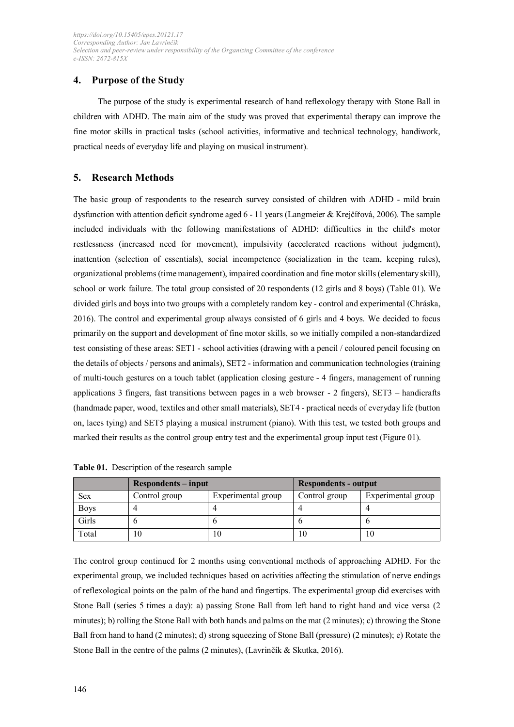## 4. Purpose of the Study

The purpose of the study is experimental research of hand reflexology therapy with Stone Ball in children with ADHD. The main aim of the study was proved that experimental therapy can improve the fine motor skills in practical tasks (school activities, informative and technical technology, handiwork, practical needs of everyday life and playing on musical instrument).

## 5. Research Methods

The basic group of respondents to the research survey consisted of children with ADHD - mild brain dysfunction with attention deficit syndrome aged 6 - 11 years (Langmeier & Krejčířová, 2006). The sample included individuals with the following manifestations of ADHD: difficulties in the child's motor restlessness (increased need for movement), impulsivity (accelerated reactions without judgment), inattention (selection of essentials), social incompetence (socialization in the team, keeping rules), organizational problems (time management), impaired coordination and fine motor skills (elementary skill), school or work failure. The total group consisted of 20 respondents (12 girls and 8 boys) (Table 01). We divided girls and boys into two groups with a completely random key - control and experimental (Chráska, 2016). The control and experimental group always consisted of 6 girls and 4 boys. We decided to focus primarily on the support and development of fine motor skills, so we initially compiled a non-standardized test consisting of these areas: SET1 - school activities (drawing with a pencil / coloured pencil focusing on the details of objects / persons and animals), SET2 - information and communication technologies (training of multi-touch gestures on a touch tablet (application closing gesture - 4 fingers, management of running applications 3 fingers, fast transitions between pages in a web browser - 2 fingers), SET3 – handicrafts (handmade paper, wood, textiles and other small materials), SET4 - practical needs of everyday life (button on, laces tying) and SET5 playing a musical instrument (piano). With this test, we tested both groups and marked their results as the control group entry test and the experimental group input test (Figure 01).

**Table 01.** Description of the research sample

| | **Respondents – input** | | **Respondents - output** | |
|---|---|---|---|---|
| Sex | Control group | Experimental group | Control group | Experimental group |
| Boys | 4 | 4 | 4 | 4 |
| Girls | 6 | 6 | 6 | 6 |
| Total | 10 | 10 | 10 | 10 |

The control group continued for 2 months using conventional methods of approaching ADHD. For the experimental group, we included techniques based on activities affecting the stimulation of nerve endings of reflexological points on the palm of the hand and fingertips. The experimental group did exercises with Stone Ball (series 5 times a day): a) passing Stone Ball from left hand to right hand and vice versa (2 minutes); b) rolling the Stone Ball with both hands and palms on the mat (2 minutes); c) throwing the Stone Ball from hand to hand (2 minutes); d) strong squeezing of Stone Ball (pressure) (2 minutes); e) Rotate the Stone Ball in the centre of the palms (2 minutes), (Lavrinčík & Skutka, 2016).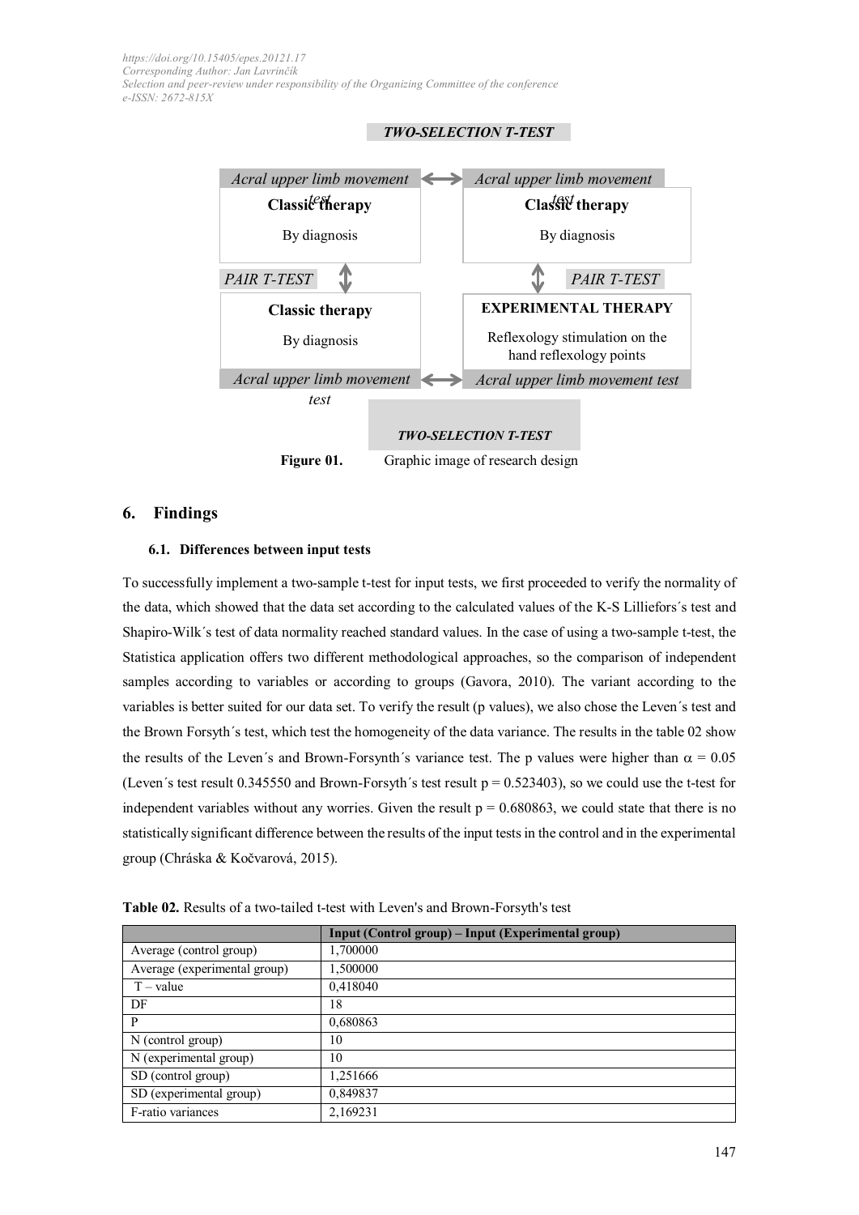*TWO-SELECTION T-TEST*

| *Acral upper limb movement test* | | *Acral upper limb movement test* |
|---|---|---|
| **Classic therapy** By diagnosis | ⟷ | **Classic therapy** By diagnosis |
| *PAIR T-TEST* ↕ | | ↕ *PAIR T-TEST* |
| **Classic therapy** By diagnosis | | **EXPERIMENTAL THERAPY** Reflexology stimulation on the hand reflexology points |
| *Acral upper limb movement test* | ⟷ | *Acral upper limb movement test* |

*TWO-SELECTION T-TEST*

**Figure 01.** Graphic image of research design

## 6. Findings

### 6.1. Differences between input tests

To successfully implement a two-sample t-test for input tests, we first proceeded to verify the normality of the data, which showed that the data set according to the calculated values of the K-S Lilliefors´s test and Shapiro-Wilk´s test of data normality reached standard values. In the case of using a two-sample t-test, the Statistica application offers two different methodological approaches, so the comparison of independent samples according to variables or according to groups (Gavora, 2010). The variant according to the variables is better suited for our data set. To verify the result (p values), we also chose the Leven´s test and the Brown Forsyth´s test, which test the homogeneity of the data variance. The results in the table 02 show the results of the Leven´s and Brown-Forsynth´s variance test. The p values were higher than $\alpha = 0.05$ (Leven´s test result 0.345550 and Brown-Forsyth´s test result $p = 0.523403$), so we could use the t-test for independent variables without any worries. Given the result $p = 0.680863$, we could state that there is no statistically significant difference between the results of the input tests in the control and in the experimental group (Chráska & Kočvarová, 2015).

**Table 02.** Results of a two-tailed t-test with Leven's and Brown-Forsyth's test

| | Input (Control group) – Input (Experimental group) |
|---|---|
| Average (control group) | 1,700000 |
| Average (experimental group) | 1,500000 |
| T – value | 0,418040 |
| DF | 18 |
| P | 0,680863 |
| N (control group) | 10 |
| N (experimental group) | 10 |
| SD (control group) | 1,251666 |
| SD (experimental group) | 0,849837 |
| F-ratio variances | 2,169231 |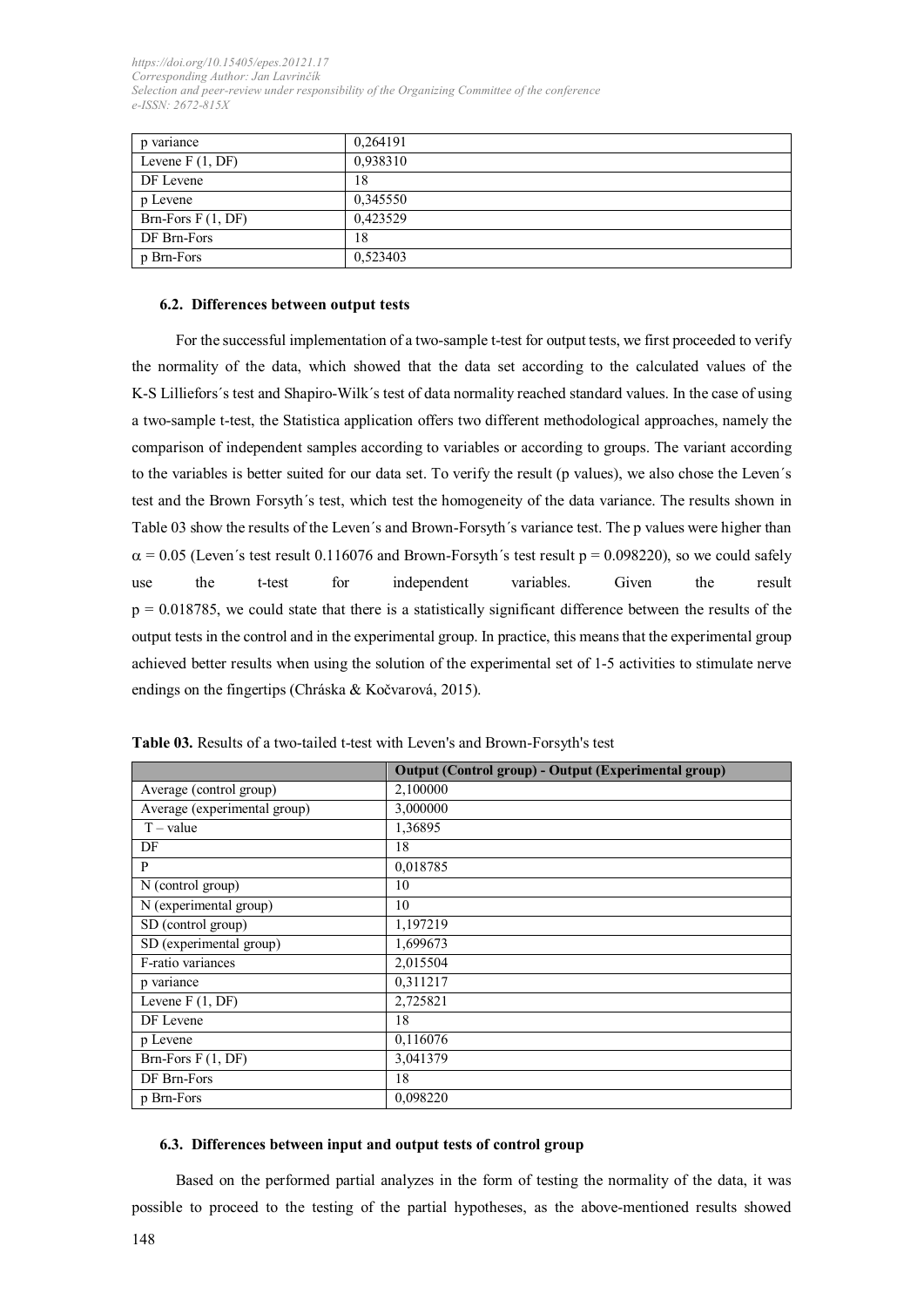| p variance | 0,264191 |
| --- | --- |
| Levene F (1, DF) | 0,938310 |
| DF Levene | 18 |
| p Levene | 0,345550 |
| Brn-Fors F (1, DF) | 0,423529 |
| DF Brn-Fors | 18 |
| p Brn-Fors | 0,523403 |

### 6.2. Differences between output tests

For the successful implementation of a two-sample t-test for output tests, we first proceeded to verify the normality of the data, which showed that the data set according to the calculated values of the K-S Lilliefors´s test and Shapiro-Wilk´s test of data normality reached standard values. In the case of using a two-sample t-test, the Statistica application offers two different methodological approaches, namely the comparison of independent samples according to variables or according to groups. The variant according to the variables is better suited for our data set. To verify the result (p values), we also chose the Leven´s test and the Brown Forsyth´s test, which test the homogeneity of the data variance. The results shown in Table 03 show the results of the Leven´s and Brown-Forsyth´s variance test. The p values were higher than $\alpha = 0.05$ (Leven´s test result 0.116076 and Brown-Forsyth´s test result $p = 0.098220$), so we could safely use the t-test for independent variables. Given the result $p = 0.018785$, we could state that there is a statistically significant difference between the results of the output tests in the control and in the experimental group. In practice, this means that the experimental group achieved better results when using the solution of the experimental set of 1-5 activities to stimulate nerve endings on the fingertips (Chráska & Kočvarová, 2015).

**Table 03.** Results of a two-tailed t-test with Leven's and Brown-Forsyth's test

| | **Output (Control group) - Output (Experimental group)** |
| --- | --- |
| Average (control group) | 2,100000 |
| Average (experimental group) | 3,000000 |
| T – value | 1,36895 |
| DF | 18 |
| P | 0,018785 |
| N (control group) | 10 |
| N (experimental group) | 10 |
| SD (control group) | 1,197219 |
| SD (experimental group) | 1,699673 |
| F-ratio variances | 2,015504 |
| p variance | 0,311217 |
| Levene F (1, DF) | 2,725821 |
| DF Levene | 18 |
| p Levene | 0,116076 |
| Brn-Fors F (1, DF) | 3,041379 |
| DF Brn-Fors | 18 |
| p Brn-Fors | 0,098220 |

### 6.3. Differences between input and output tests of control group

Based on the performed partial analyzes in the form of testing the normality of the data, it was possible to proceed to the testing of the partial hypotheses, as the above-mentioned results showed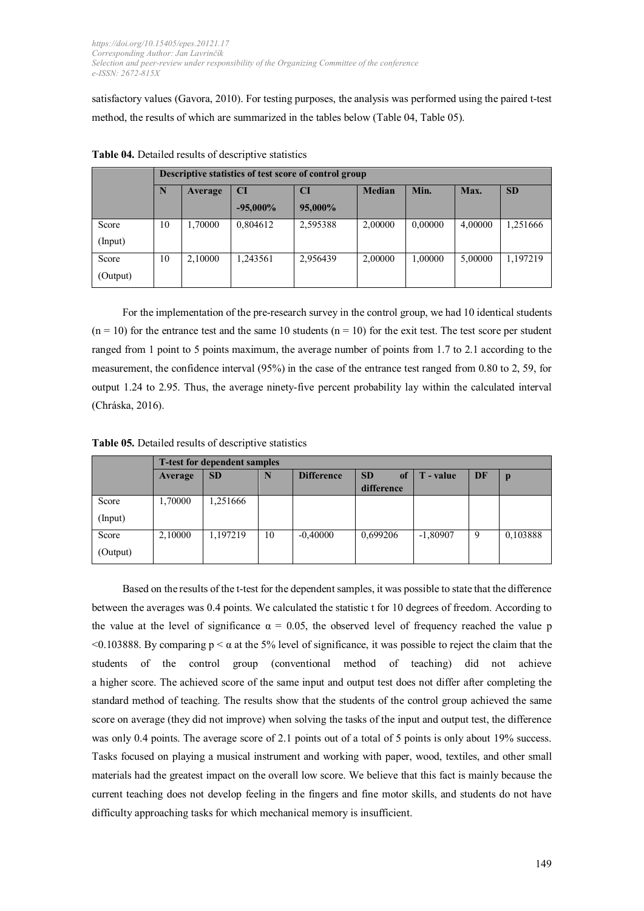satisfactory values (Gavora, 2010). For testing purposes, the analysis was performed using the paired t-test method, the results of which are summarized in the tables below (Table 04, Table 05).

**Table 04.** Detailed results of descriptive statistics

| | **Descriptive statistics of test score of control group** | | | | | | | |
|---|---|---|---|---|---|---|---|---|
| | **N** | **Average** | **CI -95,000%** | **CI 95,000%** | **Median** | **Min.** | **Max.** | **SD** |
| Score (Input) | 10 | 1,70000 | 0,804612 | 2,595388 | 2,00000 | 0,00000 | 4,00000 | 1,251666 |
| Score (Output) | 10 | 2,10000 | 1,243561 | 2,956439 | 2,00000 | 1,00000 | 5,00000 | 1,197219 |

For the implementation of the pre-research survey in the control group, we had 10 identical students ($n = 10$) for the entrance test and the same 10 students ($n = 10$) for the exit test. The test score per student ranged from 1 point to 5 points maximum, the average number of points from 1.7 to 2.1 according to the measurement, the confidence interval (95%) in the case of the entrance test ranged from 0.80 to 2, 59, for output 1.24 to 2.95. Thus, the average ninety-five percent probability lay within the calculated interval (Chráska, 2016).

**Table 05.** Detailed results of descriptive statistics

| | **T-test for dependent samples** | | | | | | | |
|---|---|---|---|---|---|---|---|---|
| | **Average** | **SD** | **N** | **Difference** | **SD of difference** | **T - value** | **DF** | **p** |
| Score (Input) | 1,70000 | 1,251666 | | | | | | |
| Score (Output) | 2,10000 | 1,197219 | 10 | -0,40000 | 0,699206 | -1,80907 | 9 | 0,103888 |

Based on the results of the t-test for the dependent samples, it was possible to state that the difference between the averages was 0.4 points. We calculated the statistic t for 10 degrees of freedom. According to the value at the level of significance $\alpha = 0.05$, the observed level of frequency reached the value p $<0.103888$. By comparing $p < \alpha$ at the 5% level of significance, it was possible to reject the claim that the students of the control group (conventional method of teaching) did not achieve a higher score. The achieved score of the same input and output test does not differ after completing the standard method of teaching. The results show that the students of the control group achieved the same score on average (they did not improve) when solving the tasks of the input and output test, the difference was only 0.4 points. The average score of 2.1 points out of a total of 5 points is only about 19% success. Tasks focused on playing a musical instrument and working with paper, wood, textiles, and other small materials had the greatest impact on the overall low score. We believe that this fact is mainly because the current teaching does not develop feeling in the fingers and fine motor skills, and students do not have difficulty approaching tasks for which mechanical memory is insufficient.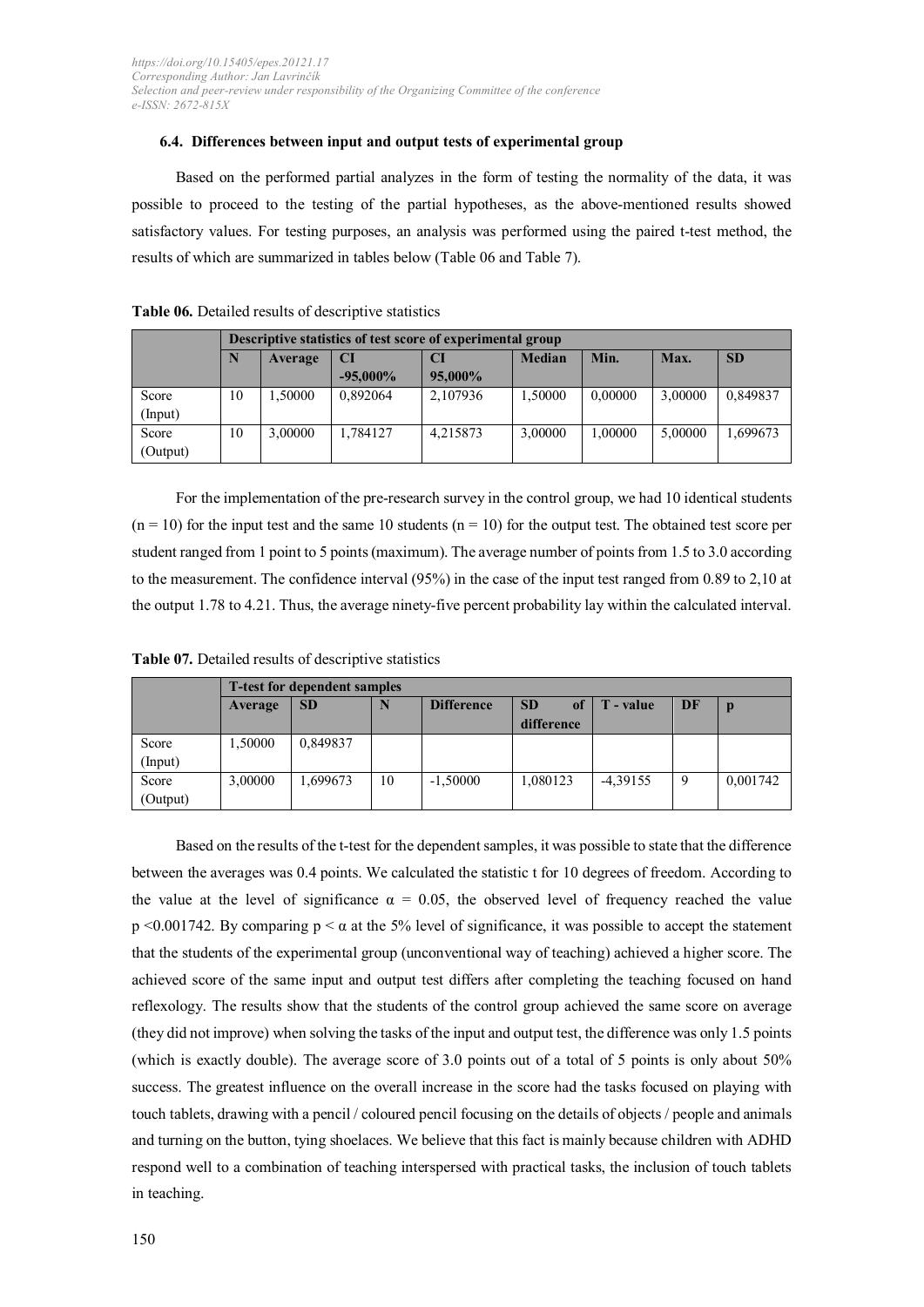### 6.4. Differences between input and output tests of experimental group

Based on the performed partial analyzes in the form of testing the normality of the data, it was possible to proceed to the testing of the partial hypotheses, as the above-mentioned results showed satisfactory values. For testing purposes, an analysis was performed using the paired t-test method, the results of which are summarized in tables below (Table 06 and Table 7).

**Table 06.** Detailed results of descriptive statistics

| | **Descriptive statistics of test score of experimental group** | | | | | | | |
|---|---|---|---|---|---|---|---|---|
| | **N** | **Average** | **CI -95,000%** | **CI 95,000%** | **Median** | **Min.** | **Max.** | **SD** |
| Score (Input) | 10 | 1,50000 | 0,892064 | 2,107936 | 1,50000 | 0,00000 | 3,00000 | 0,849837 |
| Score (Output) | 10 | 3,00000 | 1,784127 | 4,215873 | 3,00000 | 1,00000 | 5,00000 | 1,699673 |

For the implementation of the pre-research survey in the control group, we had 10 identical students ($n = 10$) for the input test and the same 10 students ($n = 10$) for the output test. The obtained test score per student ranged from 1 point to 5 points (maximum). The average number of points from 1.5 to 3.0 according to the measurement. The confidence interval (95%) in the case of the input test ranged from 0.89 to 2,10 at the output 1.78 to 4.21. Thus, the average ninety-five percent probability lay within the calculated interval.

**Table 07.** Detailed results of descriptive statistics

| | **T-test for dependent samples** | | | | | | | |
|---|---|---|---|---|---|---|---|---|
| | **Average** | **SD** | **N** | **Difference** | **SD of difference** | **T - value** | **DF** | **p** |
| Score (Input) | 1,50000 | 0,849837 | | | | | | |
| Score (Output) | 3,00000 | 1,699673 | 10 | -1,50000 | 1,080123 | -4,39155 | 9 | 0,001742 |

Based on the results of the t-test for the dependent samples, it was possible to state that the difference between the averages was 0.4 points. We calculated the statistic t for 10 degrees of freedom. According to the value at the level of significance $\alpha = 0.05$, the observed level of frequency reached the value $p < 0.001742$. By comparing $p < \alpha$ at the 5% level of significance, it was possible to accept the statement that the students of the experimental group (unconventional way of teaching) achieved a higher score. The achieved score of the same input and output test differs after completing the teaching focused on hand reflexology. The results show that the students of the control group achieved the same score on average (they did not improve) when solving the tasks of the input and output test, the difference was only 1.5 points (which is exactly double). The average score of 3.0 points out of a total of 5 points is only about 50% success. The greatest influence on the overall increase in the score had the tasks focused on playing with touch tablets, drawing with a pencil / coloured pencil focusing on the details of objects / people and animals and turning on the button, tying shoelaces. We believe that this fact is mainly because children with ADHD respond well to a combination of teaching interspersed with practical tasks, the inclusion of touch tablets in teaching.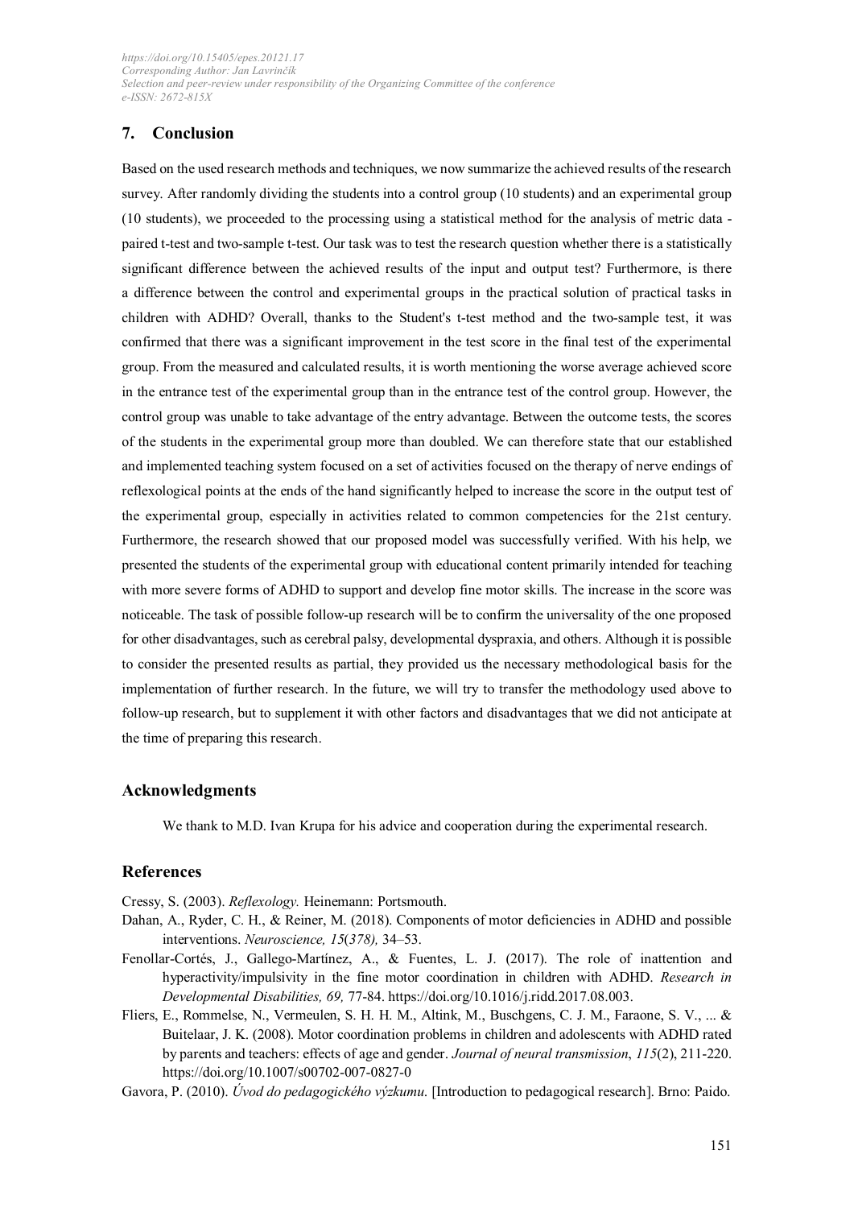## 7. Conclusion

Based on the used research methods and techniques, we now summarize the achieved results of the research survey. After randomly dividing the students into a control group (10 students) and an experimental group (10 students), we proceeded to the processing using a statistical method for the analysis of metric data - paired t-test and two-sample t-test. Our task was to test the research question whether there is a statistically significant difference between the achieved results of the input and output test? Furthermore, is there a difference between the control and experimental groups in the practical solution of practical tasks in children with ADHD? Overall, thanks to the Student's t-test method and the two-sample test, it was confirmed that there was a significant improvement in the test score in the final test of the experimental group. From the measured and calculated results, it is worth mentioning the worse average achieved score in the entrance test of the experimental group than in the entrance test of the control group. However, the control group was unable to take advantage of the entry advantage. Between the outcome tests, the scores of the students in the experimental group more than doubled. We can therefore state that our established and implemented teaching system focused on a set of activities focused on the therapy of nerve endings of reflexological points at the ends of the hand significantly helped to increase the score in the output test of the experimental group, especially in activities related to common competencies for the 21st century. Furthermore, the research showed that our proposed model was successfully verified. With his help, we presented the students of the experimental group with educational content primarily intended for teaching with more severe forms of ADHD to support and develop fine motor skills. The increase in the score was noticeable. The task of possible follow-up research will be to confirm the universality of the one proposed for other disadvantages, such as cerebral palsy, developmental dyspraxia, and others. Although it is possible to consider the presented results as partial, they provided us the necessary methodological basis for the implementation of further research. In the future, we will try to transfer the methodology used above to follow-up research, but to supplement it with other factors and disadvantages that we did not anticipate at the time of preparing this research.

## Acknowledgments

We thank to M.D. Ivan Krupa for his advice and cooperation during the experimental research.

## References

Cressy, S. (2003). *Reflexology.* Heinemann: Portsmouth.

Dahan, A., Ryder, C. H., & Reiner, M. (2018). Components of motor deficiencies in ADHD and possible interventions. *Neuroscience, 15*(*378),* 34–53.

Fenollar-Cortés, J., Gallego-Martínez, A., & Fuentes, L. J. (2017). The role of inattention and hyperactivity/impulsivity in the fine motor coordination in children with ADHD. *Research in Developmental Disabilities, 69,* 77-84. https://doi.org/10.1016/j.ridd.2017.08.003.

Fliers, E., Rommelse, N., Vermeulen, S. H. H. M., Altink, M., Buschgens, C. J. M., Faraone, S. V., ... & Buitelaar, J. K. (2008). Motor coordination problems in children and adolescents with ADHD rated by parents and teachers: effects of age and gender. *Journal of neural transmission*, *115*(2), 211-220. https://doi.org/10.1007/s00702-007-0827-0

Gavora, P. (2010). *Úvod do pedagogického výzkumu.* [Introduction to pedagogical research]. Brno: Paido.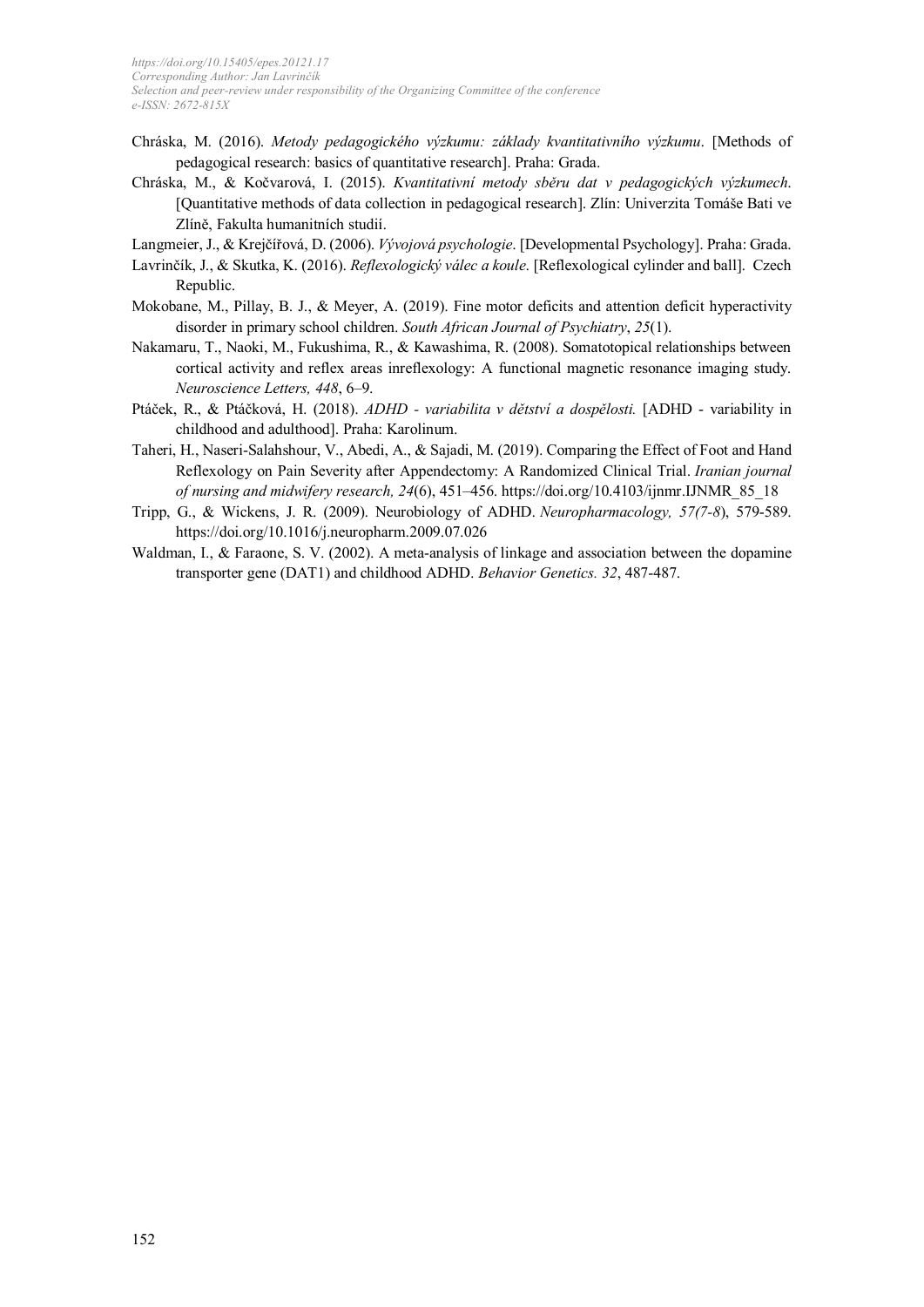Chráska, M. (2016). *Metody pedagogického výzkumu: základy kvantitativního výzkumu*. [Methods of pedagogical research: basics of quantitative research]. Praha: Grada.

Chráska, M., & Kočvarová, I. (2015). *Kvantitativní metody sběru dat v pedagogických výzkumech*. [Quantitative methods of data collection in pedagogical research]. Zlín: Univerzita Tomáše Bati ve Zlíně, Fakulta humanitních studií.

Langmeier, J., & Krejčířová, D. (2006). *Vývojová psychologie*. [Developmental Psychology]. Praha: Grada.

Lavrinčík, J., & Skutka, K. (2016). *Reflexologický válec a koule*. [Reflexological cylinder and ball]. Czech Republic.

Mokobane, M., Pillay, B. J., & Meyer, A. (2019). Fine motor deficits and attention deficit hyperactivity disorder in primary school children. *South African Journal of Psychiatry*, *25*(1).

Nakamaru, T., Naoki, M., Fukushima, R., & Kawashima, R. (2008). Somatotopical relationships between cortical activity and reflex areas inreflexology: A functional magnetic resonance imaging study. *Neuroscience Letters, 448*, 6–9.

Ptáček, R., & Ptáčková, H. (2018). *ADHD - variabilita v dětství a dospělosti.* [ADHD - variability in childhood and adulthood]. Praha: Karolinum.

Taheri, H., Naseri-Salahshour, V., Abedi, A., & Sajadi, M. (2019). Comparing the Effect of Foot and Hand Reflexology on Pain Severity after Appendectomy: A Randomized Clinical Trial. *Iranian journal of nursing and midwifery research, 24*(6), 451–456. https://doi.org/10.4103/ijnmr.IJNMR_85_18

Tripp, G., & Wickens, J. R. (2009). Neurobiology of ADHD. *Neuropharmacology, 57(7-8*), 579-589. https://doi.org/10.1016/j.neuropharm.2009.07.026

Waldman, I., & Faraone, S. V. (2002). A meta-analysis of linkage and association between the dopamine transporter gene (DAT1) and childhood ADHD. *Behavior Genetics. 32*, 487-487.